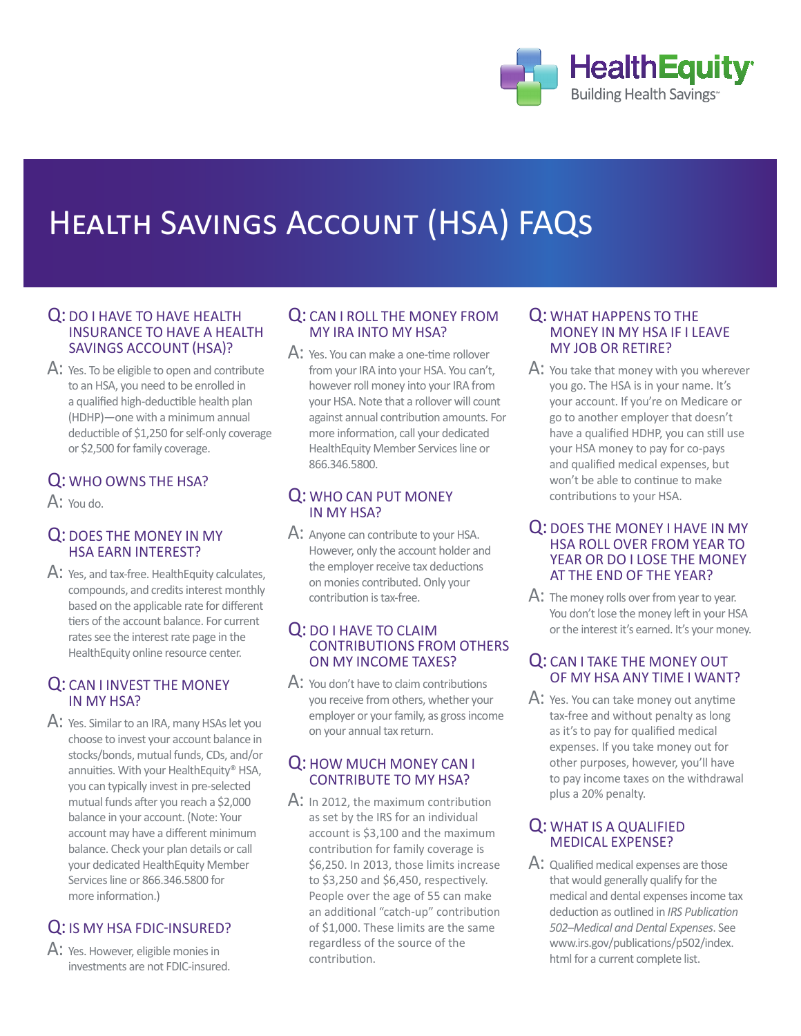HealthEquity
Building Health Savings

# Health Savings Account (HSA) FAQs

**Q: DO I HAVE TO HAVE HEALTH INSURANCE TO HAVE A HEALTH SAVINGS ACCOUNT (HSA)?**

A: Yes. To be eligible to open and contribute to an HSA, you need to be enrolled in a qualified high-deductible health plan (HDHP)—one with a minimum annual deductible of $1,250 for self-only coverage or $2,500 for family coverage.

**Q: WHO OWNS THE HSA?**

A: You do.

**Q: DOES THE MONEY IN MY HSA EARN INTEREST?**

A: Yes, and tax-free. HealthEquity calculates, compounds, and credits interest monthly based on the applicable rate for different tiers of the account balance. For current rates see the interest rate page in the HealthEquity online resource center.

**Q: CAN I INVEST THE MONEY IN MY HSA?**

A: Yes. Similar to an IRA, many HSAs let you choose to invest your account balance in stocks/bonds, mutual funds, CDs, and/or annuities. With your HealthEquity® HSA, you can typically invest in pre-selected mutual funds after you reach a $2,000 balance in your account. (Note: Your account may have a different minimum balance. Check your plan details or call your dedicated HealthEquity Member Services line or 866.346.5800 for more information.)

**Q: IS MY HSA FDIC-INSURED?**

A: Yes. However, eligible monies in investments are not FDIC-insured.

**Q: CAN I ROLL THE MONEY FROM MY IRA INTO MY HSA?**

A: Yes. You can make a one-time rollover from your IRA into your HSA. You can't, however roll money into your IRA from your HSA. Note that a rollover will count against annual contribution amounts. For more information, call your dedicated HealthEquity Member Services line or 866.346.5800.

**Q: WHO CAN PUT MONEY IN MY HSA?**

A: Anyone can contribute to your HSA. However, only the account holder and the employer receive tax deductions on monies contributed. Only your contribution is tax-free.

**Q: DO I HAVE TO CLAIM CONTRIBUTIONS FROM OTHERS ON MY INCOME TAXES?**

A: You don't have to claim contributions you receive from others, whether your employer or your family, as gross income on your annual tax return.

**Q: HOW MUCH MONEY CAN I CONTRIBUTE TO MY HSA?**

A: In 2012, the maximum contribution as set by the IRS for an individual account is $3,100 and the maximum contribution for family coverage is $6,250. In 2013, those limits increase to $3,250 and $6,450, respectively. People over the age of 55 can make an additional "catch-up" contribution of $1,000. These limits are the same regardless of the source of the contribution.

**Q: WHAT HAPPENS TO THE MONEY IN MY HSA IF I LEAVE MY JOB OR RETIRE?**

A: You take that money with you wherever you go. The HSA is in your name. It's your account. If you're on Medicare or go to another employer that doesn't have a qualified HDHP, you can still use your HSA money to pay for co-pays and qualified medical expenses, but won't be able to continue to make contributions to your HSA.

**Q: DOES THE MONEY I HAVE IN MY HSA ROLL OVER FROM YEAR TO YEAR OR DO I LOSE THE MONEY AT THE END OF THE YEAR?**

A: The money rolls over from year to year. You don't lose the money left in your HSA or the interest it's earned. It's your money.

**Q: CAN I TAKE THE MONEY OUT OF MY HSA ANY TIME I WANT?**

A: Yes. You can take money out anytime tax-free and without penalty as long as it's to pay for qualified medical expenses. If you take money out for other purposes, however, you'll have to pay income taxes on the withdrawal plus a 20% penalty.

**Q: WHAT IS A QUALIFIED MEDICAL EXPENSE?**

A: Qualified medical expenses are those that would generally qualify for the medical and dental expenses income tax deduction as outlined in *IRS Publication 502–Medical and Dental Expenses*. See www.irs.gov/publications/p502/index.html for a current complete list.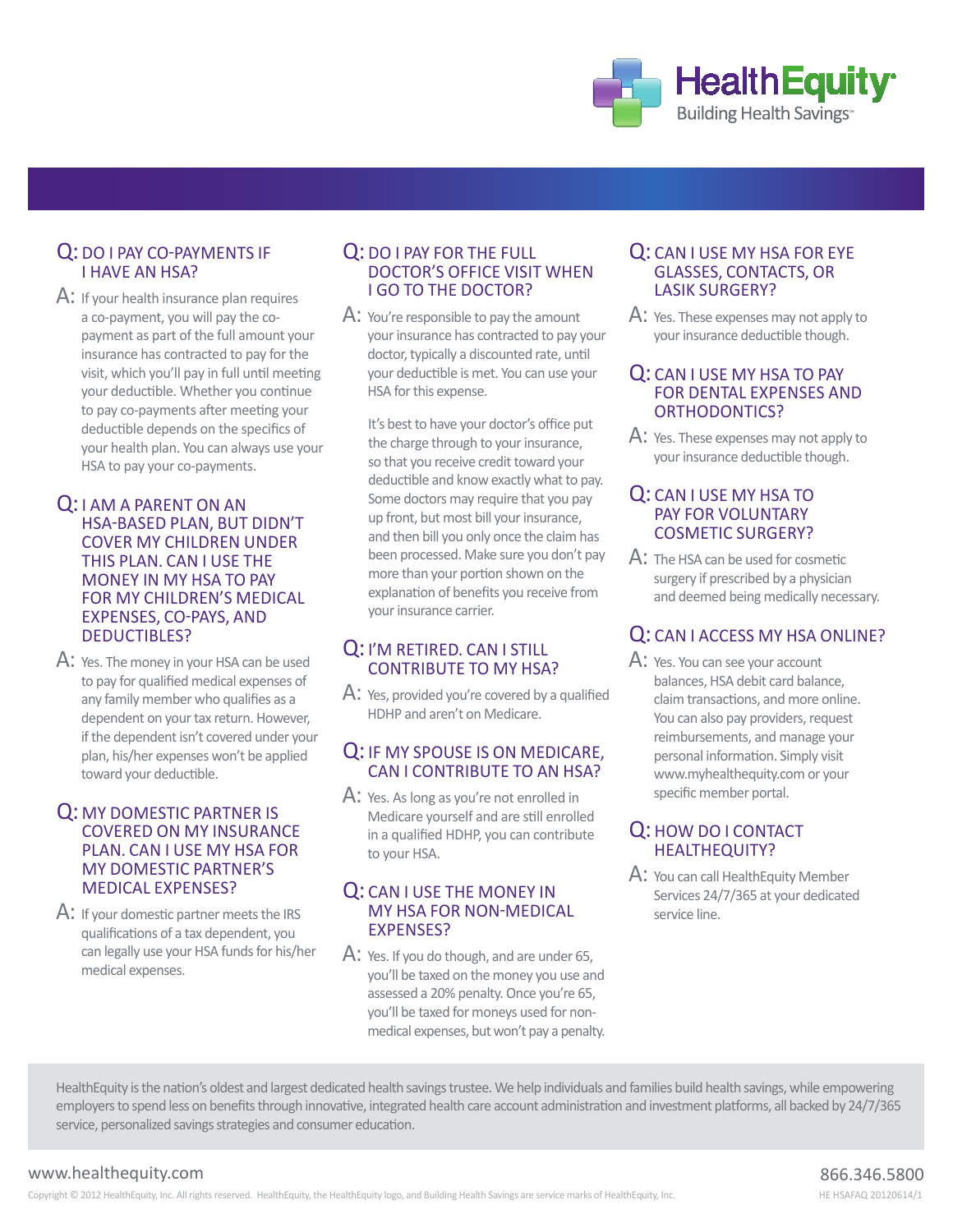HealthEquity
Building Health Savings℠

**Q: DO I PAY CO-PAYMENTS IF I HAVE AN HSA?**

A: If your health insurance plan requires a co-payment, you will pay the co-payment as part of the full amount your insurance has contracted to pay for the visit, which you'll pay in full until meeting your deductible. Whether you continue to pay co-payments after meeting your deductible depends on the specifics of your health plan. You can always use your HSA to pay your co-payments.

**Q: I AM A PARENT ON AN HSA-BASED PLAN, BUT DIDN'T COVER MY CHILDREN UNDER THIS PLAN. CAN I USE THE MONEY IN MY HSA TO PAY FOR MY CHILDREN'S MEDICAL EXPENSES, CO-PAYS, AND DEDUCTIBLES?**

A: Yes. The money in your HSA can be used to pay for qualified medical expenses of any family member who qualifies as a dependent on your tax return. However, if the dependent isn't covered under your plan, his/her expenses won't be applied toward your deductible.

**Q: MY DOMESTIC PARTNER IS COVERED ON MY INSURANCE PLAN. CAN I USE MY HSA FOR MY DOMESTIC PARTNER'S MEDICAL EXPENSES?**

A: If your domestic partner meets the IRS qualifications of a tax dependent, you can legally use your HSA funds for his/her medical expenses.

**Q: DO I PAY FOR THE FULL DOCTOR'S OFFICE VISIT WHEN I GO TO THE DOCTOR?**

A: You're responsible to pay the amount your insurance has contracted to pay your doctor, typically a discounted rate, until your deductible is met. You can use your HSA for this expense.

It's best to have your doctor's office put the charge through to your insurance, so that you receive credit toward your deductible and know exactly what to pay. Some doctors may require that you pay up front, but most bill your insurance, and then bill you only once the claim has been processed. Make sure you don't pay more than your portion shown on the explanation of benefits you receive from your insurance carrier.

**Q: I'M RETIRED. CAN I STILL CONTRIBUTE TO MY HSA?**

A: Yes, provided you're covered by a qualified HDHP and aren't on Medicare.

**Q: IF MY SPOUSE IS ON MEDICARE, CAN I CONTRIBUTE TO AN HSA?**

A: Yes. As long as you're not enrolled in Medicare yourself and are still enrolled in a qualified HDHP, you can contribute to your HSA.

**Q: CAN I USE THE MONEY IN MY HSA FOR NON-MEDICAL EXPENSES?**

A: Yes. If you do though, and are under 65, you'll be taxed on the money you use and assessed a 20% penalty. Once you're 65, you'll be taxed for moneys used for non-medical expenses, but won't pay a penalty.

**Q: CAN I USE MY HSA FOR EYE GLASSES, CONTACTS, OR LASIK SURGERY?**

A: Yes. These expenses may not apply to your insurance deductible though.

**Q: CAN I USE MY HSA TO PAY FOR DENTAL EXPENSES AND ORTHODONTICS?**

A: Yes. These expenses may not apply to your insurance deductible though.

**Q: CAN I USE MY HSA TO PAY FOR VOLUNTARY COSMETIC SURGERY?**

A: The HSA can be used for cosmetic surgery if prescribed by a physician and deemed being medically necessary.

**Q: CAN I ACCESS MY HSA ONLINE?**

A: Yes. You can see your account balances, HSA debit card balance, claim transactions, and more online. You can also pay providers, request reimbursements, and manage your personal information. Simply visit www.myhealthequity.com or your specific member portal.

**Q: HOW DO I CONTACT HEALTHEQUITY?**

A: You can call HealthEquity Member Services 24/7/365 at your dedicated service line.

HealthEquity is the nation's oldest and largest dedicated health savings trustee. We help individuals and families build health savings, while empowering employers to spend less on benefits through innovative, integrated health care account administration and investment platforms, all backed by 24/7/365 service, personalized savings strategies and consumer education.

www.healthequity.com

866.346.5800

Copyright © 2012 HealthEquity, Inc. All rights reserved. HealthEquity, the HealthEquity logo, and Building Health Savings are service marks of HealthEquity, Inc.

HE HSAFAQ 20120614/1